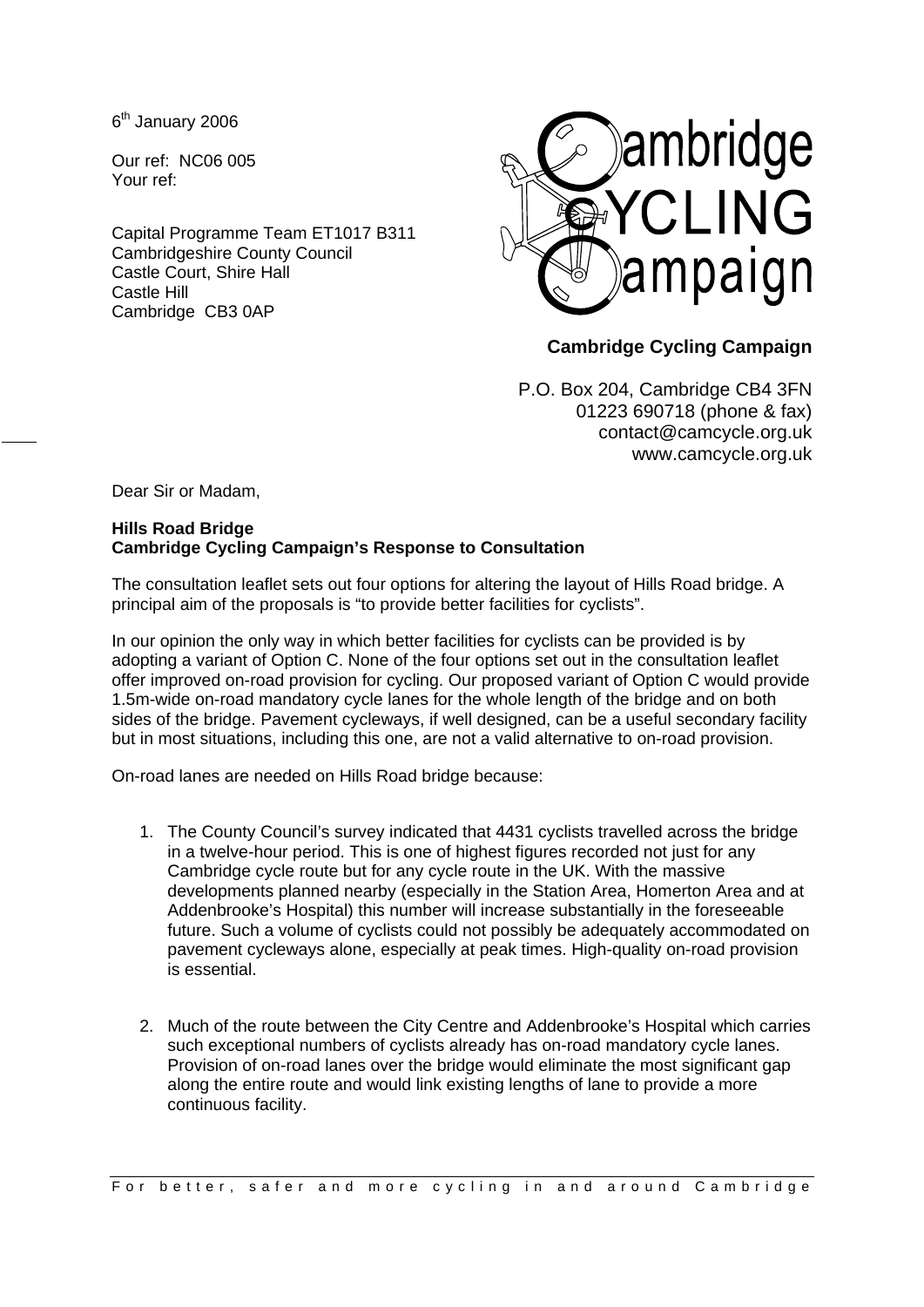6th January 2006

Our ref: NC06 005
Your ref:

Capital Programme Team ET1017 B311
Cambridgeshire County Council
Castle Court, Shire Hall
Castle Hill
Cambridge CB3 0AP

**Cambridge Cycling Campaign**

P.O. Box 204, Cambridge CB4 3FN
01223 690718 (phone & fax)
contact@camcycle.org.uk
www.camcycle.org.uk

Dear Sir or Madam,

**Hills Road Bridge**
**Cambridge Cycling Campaign's Response to Consultation**

The consultation leaflet sets out four options for altering the layout of Hills Road bridge. A principal aim of the proposals is "to provide better facilities for cyclists".

In our opinion the only way in which better facilities for cyclists can be provided is by adopting a variant of Option C. None of the four options set out in the consultation leaflet offer improved on-road provision for cycling. Our proposed variant of Option C would provide 1.5m-wide on-road mandatory cycle lanes for the whole length of the bridge and on both sides of the bridge. Pavement cycleways, if well designed, can be a useful secondary facility but in most situations, including this one, are not a valid alternative to on-road provision.

On-road lanes are needed on Hills Road bridge because:

1. The County Council's survey indicated that 4431 cyclists travelled across the bridge in a twelve-hour period. This is one of highest figures recorded not just for any Cambridge cycle route but for any cycle route in the UK. With the massive developments planned nearby (especially in the Station Area, Homerton Area and at Addenbrooke's Hospital) this number will increase substantially in the foreseeable future. Such a volume of cyclists could not possibly be adequately accommodated on pavement cycleways alone, especially at peak times. High-quality on-road provision is essential.

2. Much of the route between the City Centre and Addenbrooke's Hospital which carries such exceptional numbers of cyclists already has on-road mandatory cycle lanes. Provision of on-road lanes over the bridge would eliminate the most significant gap along the entire route and would link existing lengths of lane to provide a more continuous facility.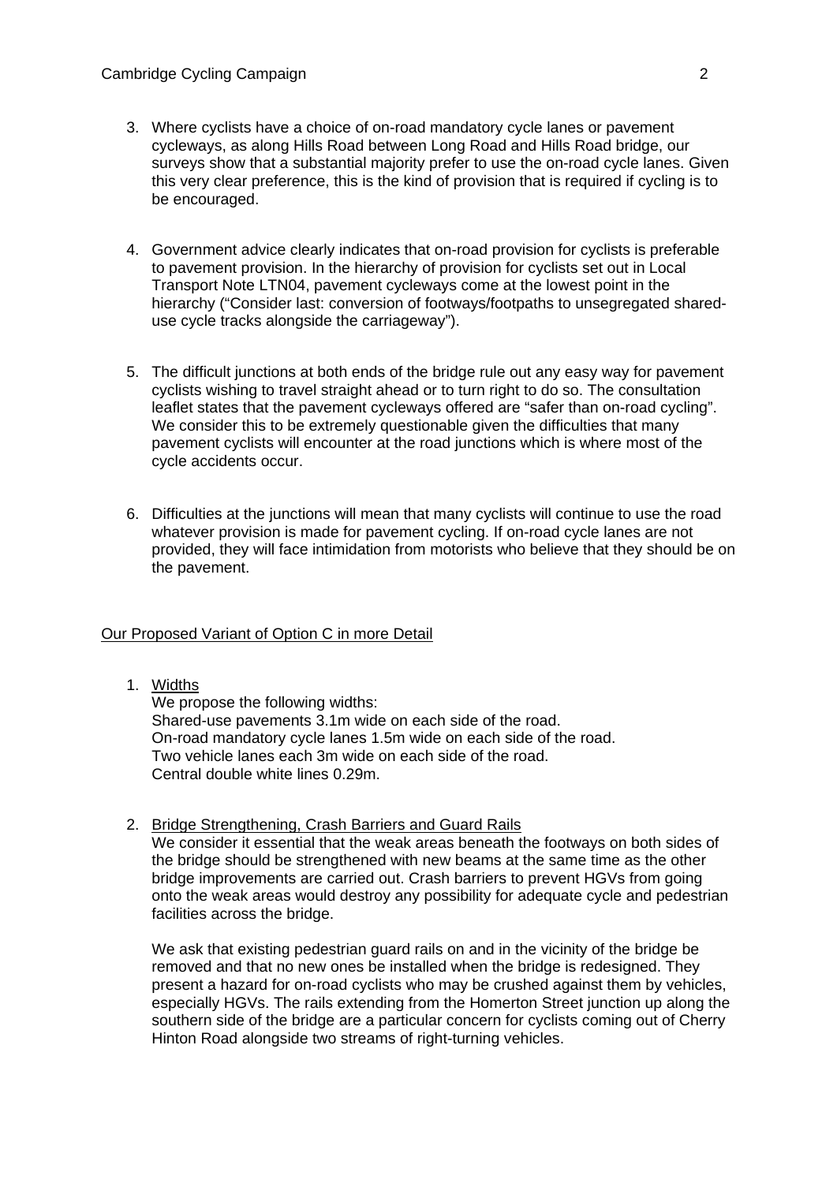3. Where cyclists have a choice of on-road mandatory cycle lanes or pavement cycleways, as along Hills Road between Long Road and Hills Road bridge, our surveys show that a substantial majority prefer to use the on-road cycle lanes. Given this very clear preference, this is the kind of provision that is required if cycling is to be encouraged.

4. Government advice clearly indicates that on-road provision for cyclists is preferable to pavement provision. In the hierarchy of provision for cyclists set out in Local Transport Note LTN04, pavement cycleways come at the lowest point in the hierarchy ("Consider last: conversion of footways/footpaths to unsegregated shared-use cycle tracks alongside the carriageway").

5. The difficult junctions at both ends of the bridge rule out any easy way for pavement cyclists wishing to travel straight ahead or to turn right to do so. The consultation leaflet states that the pavement cycleways offered are "safer than on-road cycling". We consider this to be extremely questionable given the difficulties that many pavement cyclists will encounter at the road junctions which is where most of the cycle accidents occur.

6. Difficulties at the junctions will mean that many cyclists will continue to use the road whatever provision is made for pavement cycling. If on-road cycle lanes are not provided, they will face intimidation from motorists who believe that they should be on the pavement.

## Our Proposed Variant of Option C in more Detail

1. Widths
   We propose the following widths:
   Shared-use pavements 3.1m wide on each side of the road.
   On-road mandatory cycle lanes 1.5m wide on each side of the road.
   Two vehicle lanes each 3m wide on each side of the road.
   Central double white lines 0.29m.

2. Bridge Strengthening, Crash Barriers and Guard Rails
   We consider it essential that the weak areas beneath the footways on both sides of the bridge should be strengthened with new beams at the same time as the other bridge improvements are carried out. Crash barriers to prevent HGVs from going onto the weak areas would destroy any possibility for adequate cycle and pedestrian facilities across the bridge.

   We ask that existing pedestrian guard rails on and in the vicinity of the bridge be removed and that no new ones be installed when the bridge is redesigned. They present a hazard for on-road cyclists who may be crushed against them by vehicles, especially HGVs. The rails extending from the Homerton Street junction up along the southern side of the bridge are a particular concern for cyclists coming out of Cherry Hinton Road alongside two streams of right-turning vehicles.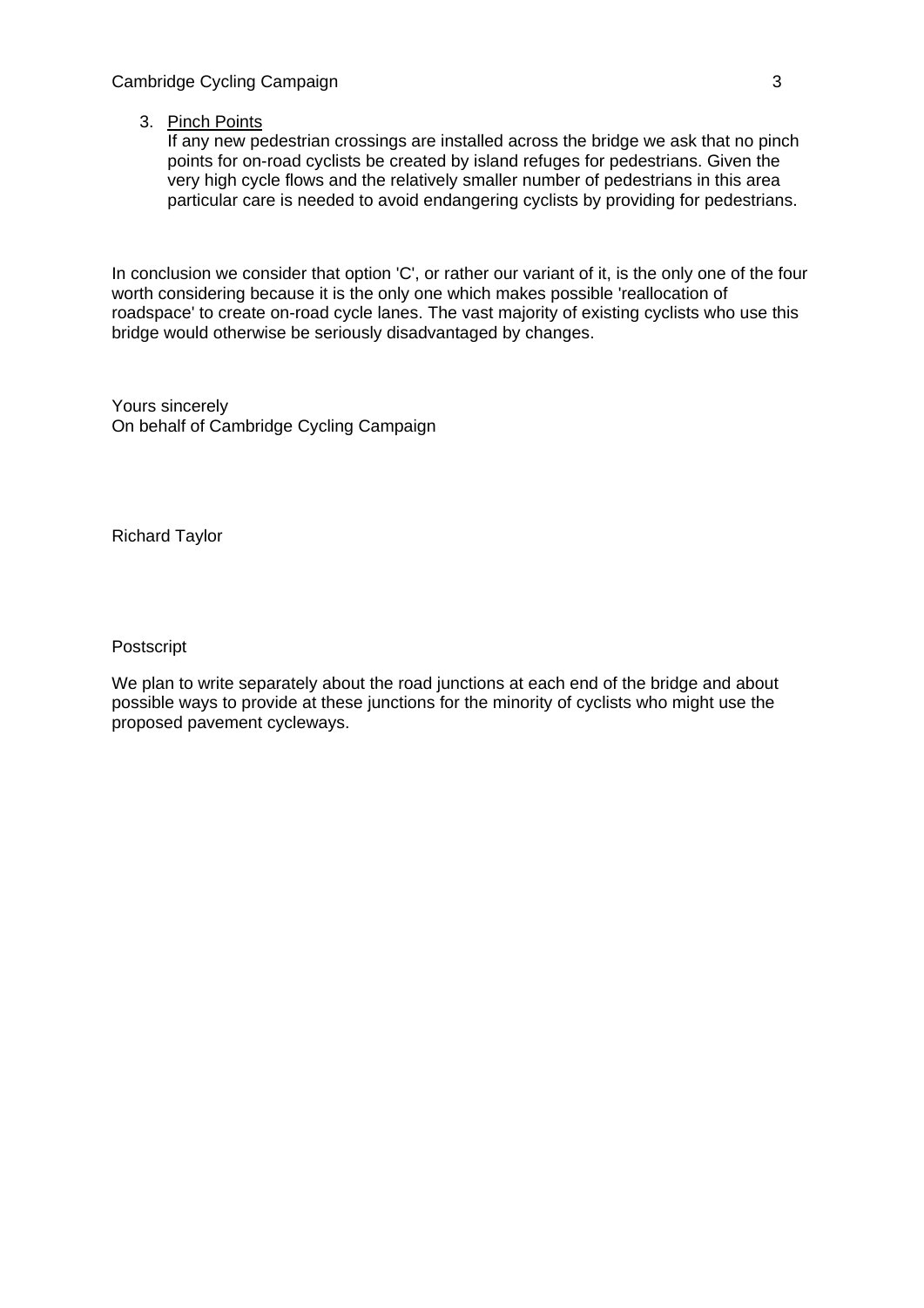3. Pinch Points
   If any new pedestrian crossings are installed across the bridge we ask that no pinch points for on-road cyclists be created by island refuges for pedestrians. Given the very high cycle flows and the relatively smaller number of pedestrians in this area particular care is needed to avoid endangering cyclists by providing for pedestrians.

In conclusion we consider that option 'C', or rather our variant of it, is the only one of the four worth considering because it is the only one which makes possible 'reallocation of roadspace' to create on-road cycle lanes. The vast majority of existing cyclists who use this bridge would otherwise be seriously disadvantaged by changes.

Yours sincerely
On behalf of Cambridge Cycling Campaign

Richard Taylor

Postscript

We plan to write separately about the road junctions at each end of the bridge and about possible ways to provide at these junctions for the minority of cyclists who might use the proposed pavement cycleways.